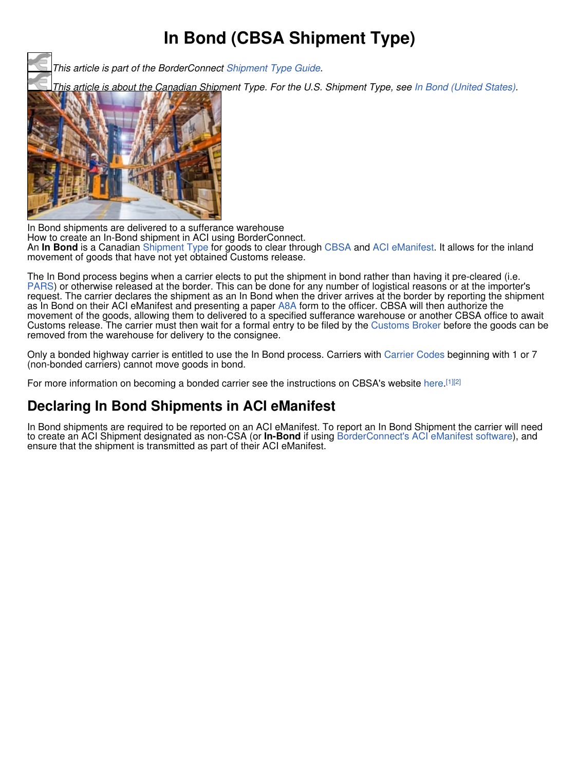# In Bond (CBSA Shipment Type)

*This article is part of the BorderConnect Shipment Type Guide.*

*This article is about the Canadian Shipment Type. For the U.S. Shipment Type, see In Bond (United States).*

In Bond shipments are delivered to a sufferance warehouse

How to create an In-Bond shipment in ACI using BorderConnect.

An **In Bond** is a Canadian Shipment Type for goods to clear through CBSA and ACI eManifest. It allows for the inland movement of goods that have not yet obtained Customs release.

The In Bond process begins when a carrier elects to put the shipment in bond rather than having it pre-cleared (i.e. PARS) or otherwise released at the border. This can be done for any number of logistical reasons or at the importer's request. The carrier declares the shipment as an In Bond when the driver arrives at the border by reporting the shipment as In Bond on their ACI eManifest and presenting a paper A8A form to the officer. CBSA will then authorize the movement of the goods, allowing them to delivered to a specified sufferance warehouse or another CBSA office to await Customs release. The carrier must then wait for a formal entry to be filed by the Customs Broker before the goods can be removed from the warehouse for delivery to the consignee.

Only a bonded highway carrier is entitled to use the In Bond process. Carriers with Carrier Codes beginning with 1 or 7 (non-bonded carriers) cannot move goods in bond.

For more information on becoming a bonded carrier see the instructions on CBSA's website here.[1][2]

## Declaring In Bond Shipments in ACI eManifest

In Bond shipments are required to be reported on an ACI eManifest. To report an In Bond Shipment the carrier will need to create an ACI Shipment designated as non-CSA (or **In-Bond** if using BorderConnect's ACI eManifest software), and ensure that the shipment is transmitted as part of their ACI eManifest.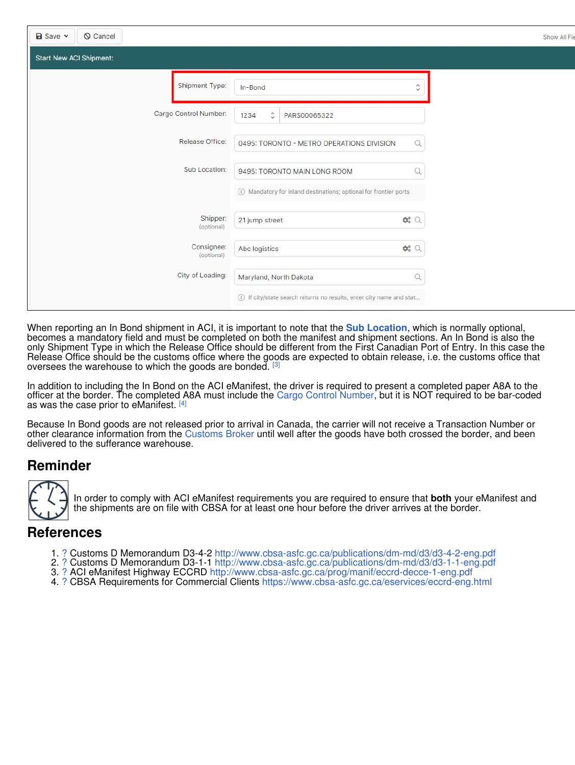Save | Cancel | Show All Fie

Start New ACI Shipment:

Shipment Type: In-Bond

Cargo Control Number: 1234 PARS00065322

Release Office: 0495: TORONTO - METRO OPERATIONS DIVISION

Sub Location: 9495: TORONTO MAIN LONG ROOM

Mandatory for inland destinations; optional for frontier ports

Shipper: (optional) 21 jump street

Consignee: (optional) Abc logistics

City of Loading: Maryland, North Dakota

If city/state search returns no results, enter city name and stat...

When reporting an In Bond shipment in ACI, it is important to note that the **Sub Location**, which is normally optional, becomes a mandatory field and must be completed on both the manifest and shipment sections. An In Bond is also the only Shipment Type in which the Release Office should be different from the First Canadian Port of Entry. In this case the Release Office should be the customs office where the goods are expected to obtain release, i.e. the customs office that oversees the warehouse to which the goods are bonded. [3]

In addition to including the In Bond on the ACI eManifest, the driver is required to present a completed paper A8A to the officer at the border. The completed A8A must include the Cargo Control Number, but it is NOT required to be bar-coded as was the case prior to eManifest. [4]

Because In Bond goods are not released prior to arrival in Canada, the carrier will not receive a Transaction Number or other clearance information from the Customs Broker until well after the goods have both crossed the border, and been delivered to the sufferance warehouse.

## Reminder

In order to comply with ACI eManifest requirements you are required to ensure that **both** your eManifest and the shipments are on file with CBSA for at least one hour before the driver arrives at the border.

## References

1. ? Customs D Memorandum D3-4-2 http://www.cbsa-asfc.gc.ca/publications/dm-md/d3/d3-4-2-eng.pdf
2. ? Customs D Memorandum D3-1-1 http://www.cbsa-asfc.gc.ca/publications/dm-md/d3/d3-1-1-eng.pdf
3. ? ACI eManifest Highway ECCRD http://www.cbsa-asfc.gc.ca/prog/manif/eccrd-decce-1-eng.pdf
4. ? CBSA Requirements for Commercial Clients https://www.cbsa-asfc.gc.ca/eservices/eccrd-eng.html